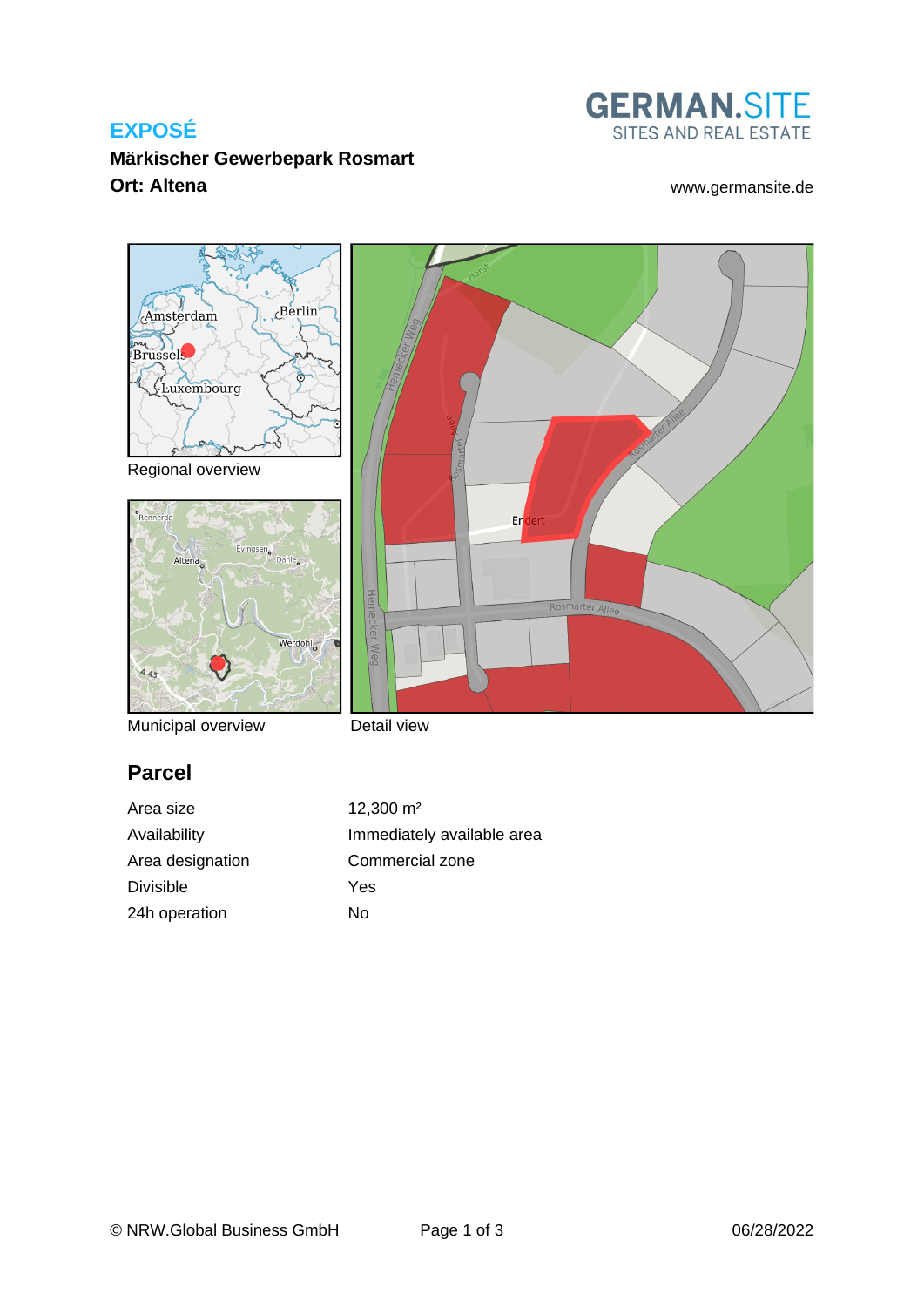# EXPOSÉ

**Märkischer Gewerbepark Rosmart**

**Ort: Altena**

GERMAN.SITE
SITES AND REAL ESTATE

www.germansite.de

Regional overview

Municipal overview

Detail view

## Parcel

| | |
|---|---|
| Area size | 12,300 m² |
| Availability | Immediately available area |
| Area designation | Commercial zone |
| Divisible | Yes |
| 24h operation | No |

© NRW.Global Business GmbH

06/28/2022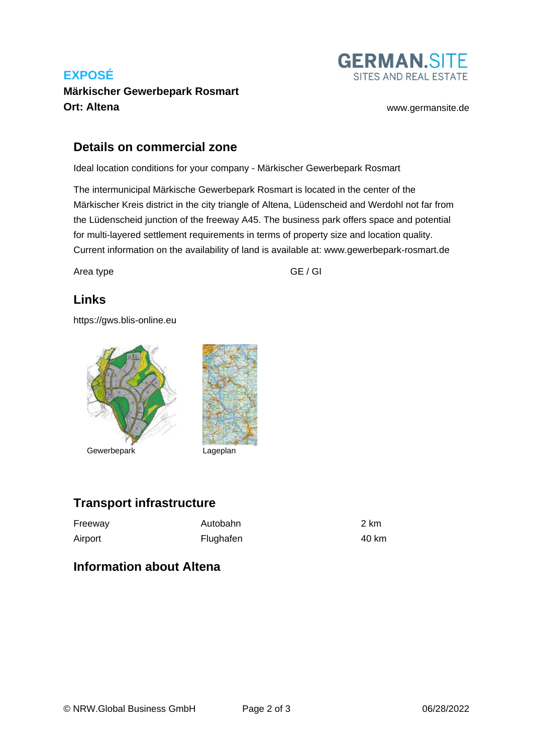## Details on commercial zone

Ideal location conditions for your company - Märkischer Gewerbepark Rosmart

The intermunicipal Märkische Gewerbepark Rosmart is located in the center of the Märkischer Kreis district in the city triangle of Altena, Lüdenscheid and Werdohl not far from the Lüdenscheid junction of the freeway A45. The business park offers space and potential for multi-layered settlement requirements in terms of property size and location quality. Current information on the availability of land is available at: www.gewerbepark-rosmart.de

| Area type | GE / GI |
| --- | --- |

## Links

https://gws.blis-online.eu

Gewerbepark

Lageplan

## Transport infrastructure

| Freeway | Autobahn | 2 km |
| --- | --- | --- |
| Airport | Flughafen | 40 km |

## Information about Altena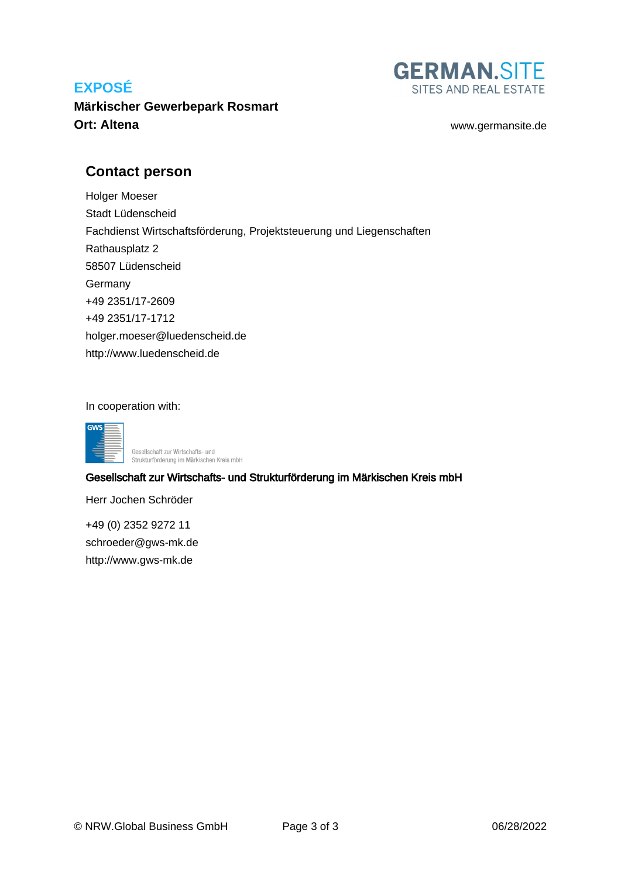## Contact person

Holger Moeser
Stadt Lüdenscheid
Fachdienst Wirtschaftsförderung, Projektsteuerung und Liegenschaften
Rathausplatz 2
58507 Lüdenscheid
Germany
+49 2351/17-2609
+49 2351/17-1712
holger.moeser@luedenscheid.de
http://www.luedenscheid.de

In cooperation with:

Gesellschaft zur Wirtschafts- und Strukturförderung im Märkischen Kreis mbH

**Gesellschaft zur Wirtschafts- und Strukturförderung im Märkischen Kreis mbH**

Herr Jochen Schröder

+49 (0) 2352 9272 11
schroeder@gws-mk.de
http://www.gws-mk.de